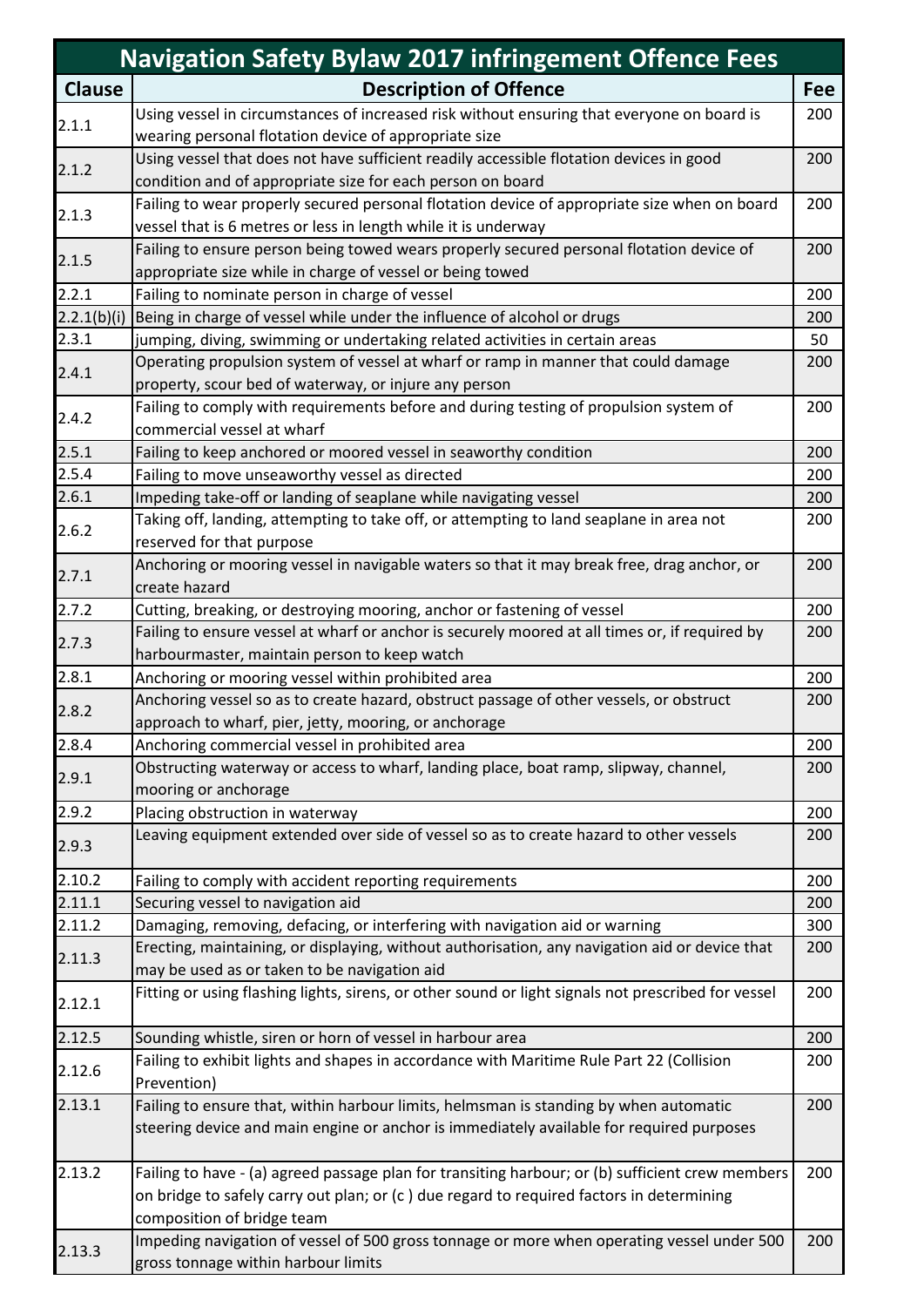| Navigation Safety Bylaw 2017 infringement Offence Fees | | |
|---|---|---|
| **Clause** | **Description of Offence** | **Fee** |
| 2.1.1 | Using vessel in circumstances of increased risk without ensuring that everyone on board is wearing personal flotation device of appropriate size | 200 |
| 2.1.2 | Using vessel that does not have sufficient readily accessible flotation devices in good condition and of appropriate size for each person on board | 200 |
| 2.1.3 | Failing to wear properly secured personal flotation device of appropriate size when on board vessel that is 6 metres or less in length while it is underway | 200 |
| 2.1.5 | Failing to ensure person being towed wears properly secured personal flotation device of appropriate size while in charge of vessel or being towed | 200 |
| 2.2.1 | Failing to nominate person in charge of vessel | 200 |
| 2.2.1(b)(i) | Being in charge of vessel while under the influence of alcohol or drugs | 200 |
| 2.3.1 | jumping, diving, swimming or undertaking related activities in certain areas | 50 |
| 2.4.1 | Operating propulsion system of vessel at wharf or ramp in manner that could damage property, scour bed of waterway, or injure any person | 200 |
| 2.4.2 | Failing to comply with requirements before and during testing of propulsion system of commercial vessel at wharf | 200 |
| 2.5.1 | Failing to keep anchored or moored vessel in seaworthy condition | 200 |
| 2.5.4 | Failing to move unseaworthy vessel as directed | 200 |
| 2.6.1 | Impeding take-off or landing of seaplane while navigating vessel | 200 |
| 2.6.2 | Taking off, landing, attempting to take off, or attempting to land seaplane in area not reserved for that purpose | 200 |
| 2.7.1 | Anchoring or mooring vessel in navigable waters so that it may break free, drag anchor, or create hazard | 200 |
| 2.7.2 | Cutting, breaking, or destroying mooring, anchor or fastening of vessel | 200 |
| 2.7.3 | Failing to ensure vessel at wharf or anchor is securely moored at all times or, if required by harbourmaster, maintain person to keep watch | 200 |
| 2.8.1 | Anchoring or mooring vessel within prohibited area | 200 |
| 2.8.2 | Anchoring vessel so as to create hazard, obstruct passage of other vessels, or obstruct approach to wharf, pier, jetty, mooring, or anchorage | 200 |
| 2.8.4 | Anchoring commercial vessel in prohibited area | 200 |
| 2.9.1 | Obstructing waterway or access to wharf, landing place, boat ramp, slipway, channel, mooring or anchorage | 200 |
| 2.9.2 | Placing obstruction in waterway | 200 |
| 2.9.3 | Leaving equipment extended over side of vessel so as to create hazard to other vessels | 200 |
| 2.10.2 | Failing to comply with accident reporting requirements | 200 |
| 2.11.1 | Securing vessel to navigation aid | 200 |
| 2.11.2 | Damaging, removing, defacing, or interfering with navigation aid or warning | 300 |
| 2.11.3 | Erecting, maintaining, or displaying, without authorisation, any navigation aid or device that may be used as or taken to be navigation aid | 200 |
| 2.12.1 | Fitting or using flashing lights, sirens, or other sound or light signals not prescribed for vessel | 200 |
| 2.12.5 | Sounding whistle, siren or horn of vessel in harbour area | 200 |
| 2.12.6 | Failing to exhibit lights and shapes in accordance with Maritime Rule Part 22 (Collision Prevention) | 200 |
| 2.13.1 | Failing to ensure that, within harbour limits, helmsman is standing by when automatic steering device and main engine or anchor is immediately available for required purposes | 200 |
| 2.13.2 | Failing to have - (a) agreed passage plan for transiting harbour; or (b) sufficient crew members on bridge to safely carry out plan; or (c ) due regard to required factors in determining composition of bridge team | 200 |
| 2.13.3 | Impeding navigation of vessel of 500 gross tonnage or more when operating vessel under 500 gross tonnage within harbour limits | 200 |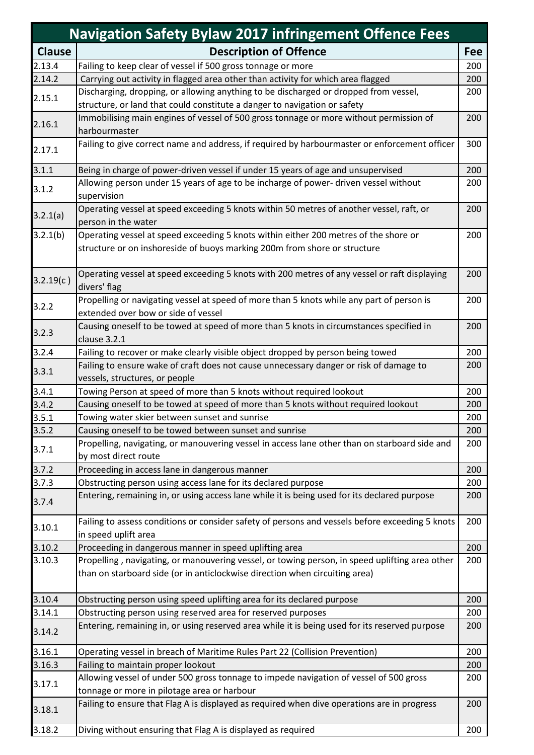| Navigation Safety Bylaw 2017 infringement Offence Fees | | |
|---|---|---|
| **Clause** | **Description of Offence** | **Fee** |
| 2.13.4 | Failing to keep clear of vessel if 500 gross tonnage or more | 200 |
| 2.14.2 | Carrying out activity in flagged area other than activity for which area flagged | 200 |
| 2.15.1 | Discharging, dropping, or allowing anything to be discharged or dropped from vessel, structure, or land that could constitute a danger to navigation or safety | 200 |
| 2.16.1 | Immobilising main engines of vessel of 500 gross tonnage or more without permission of harbourmaster | 200 |
| 2.17.1 | Failing to give correct name and address, if required by harbourmaster or enforcement officer | 300 |
| 3.1.1 | Being in charge of power-driven vessel if under 15 years of age and unsupervised | 200 |
| 3.1.2 | Allowing person under 15 years of age to be incharge of power- driven vessel without supervision | 200 |
| 3.2.1(a) | Operating vessel at speed exceeding 5 knots within 50 metres of another vessel, raft, or person in the water | 200 |
| 3.2.1(b) | Operating vessel at speed exceeding 5 knots within either 200 metres of the shore or structure or on inshoreside of buoys marking 200m from shore or structure | 200 |
| 3.2.19(c ) | Operating vessel at speed exceeding 5 knots with 200 metres of any vessel or raft displaying divers' flag | 200 |
| 3.2.2 | Propelling or navigating vessel at speed of more than 5 knots while any part of person is extended over bow or side of vessel | 200 |
| 3.2.3 | Causing oneself to be towed at speed of more than 5 knots in circumstances specified in clause 3.2.1 | 200 |
| 3.2.4 | Failing to recover or make clearly visible object dropped by person being towed | 200 |
| 3.3.1 | Failing to ensure wake of craft does not cause unnecessary danger or risk of damage to vessels, structures, or people | 200 |
| 3.4.1 | Towing Person at speed of more than 5 knots without required lookout | 200 |
| 3.4.2 | Causing oneself to be towed at speed of more than 5 knots without required lookout | 200 |
| 3.5.1 | Towing water skier between sunset and sunrise | 200 |
| 3.5.2 | Causing oneself to be towed between sunset and sunrise | 200 |
| 3.7.1 | Propelling, navigating, or manouvering vessel in access lane other than on starboard side and by most direct route | 200 |
| 3.7.2 | Proceeding in access lane in dangerous manner | 200 |
| 3.7.3 | Obstructing person using access lane for its declared purpose | 200 |
| 3.7.4 | Entering, remaining in, or using access lane while it is being used for its declared purpose | 200 |
| 3.10.1 | Failing to assess conditions or consider safety of persons and vessels before exceeding 5 knots in speed uplift area | 200 |
| 3.10.2 | Proceeding in dangerous manner in speed uplifting area | 200 |
| 3.10.3 | Propelling , navigating, or manouvering vessel, or towing person, in speed uplifting area other than on starboard side (or in anticlockwise direction when circuiting area) | 200 |
| 3.10.4 | Obstructing person using speed uplifting area for its declared purpose | 200 |
| 3.14.1 | Obstructing person using reserved area for reserved purposes | 200 |
| 3.14.2 | Entering, remaining in, or using reserved area while it is being used for its reserved purpose | 200 |
| 3.16.1 | Operating vessel in breach of Maritime Rules Part 22 (Collision Prevention) | 200 |
| 3.16.3 | Failing to maintain proper lookout | 200 |
| 3.17.1 | Allowing vessel of under 500 gross tonnage to impede navigation of vessel of 500 gross tonnage or more in pilotage area or harbour | 200 |
| 3.18.1 | Failing to ensure that Flag A is displayed as required when dive operations are in progress | 200 |
| 3.18.2 | Diving without ensuring that Flag A is displayed as required | 200 |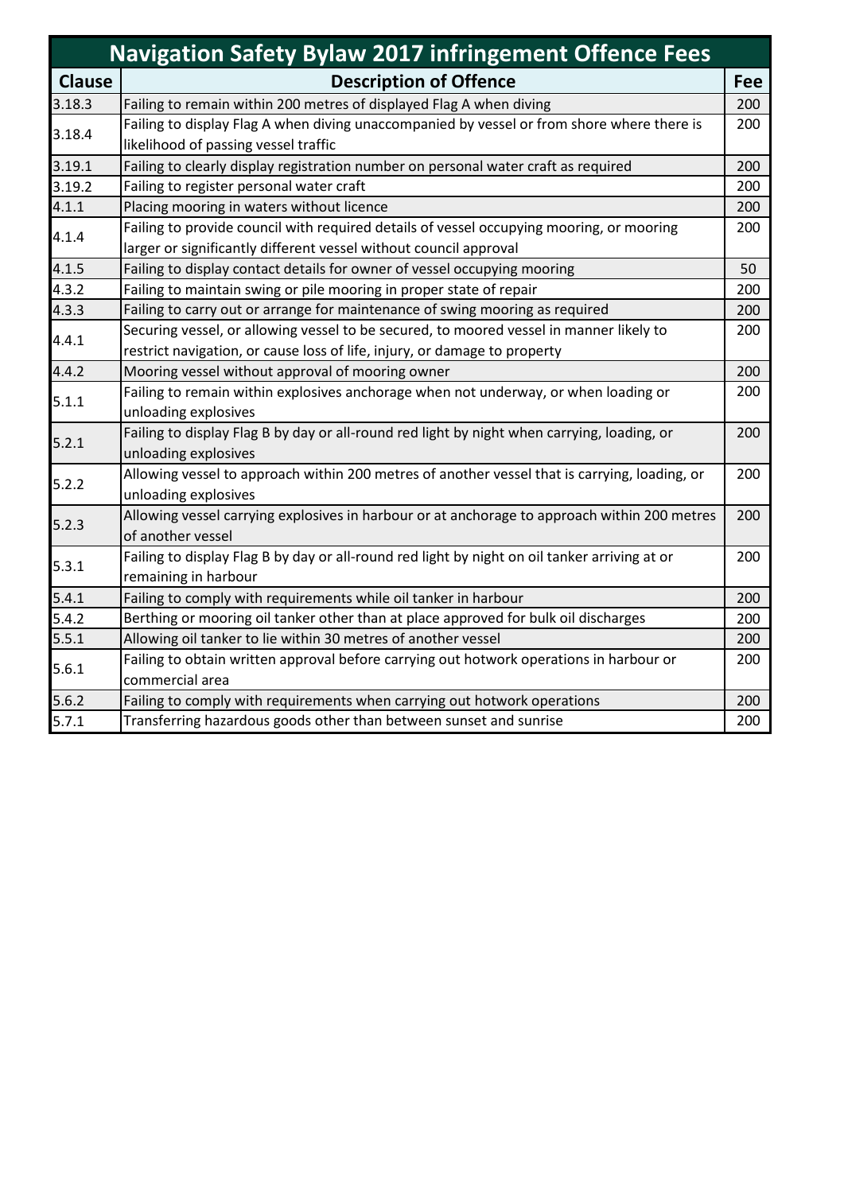| Navigation Safety Bylaw 2017 infringement Offence Fees | | |
|---|---|---|
| **Clause** | **Description of Offence** | **Fee** |
| 3.18.3 | Failing to remain within 200 metres of displayed Flag A when diving | 200 |
| 3.18.4 | Failing to display Flag A when diving unaccompanied by vessel or from shore where there is likelihood of passing vessel traffic | 200 |
| 3.19.1 | Failing to clearly display registration number on personal water craft as required | 200 |
| 3.19.2 | Failing to register personal water craft | 200 |
| 4.1.1 | Placing mooring in waters without licence | 200 |
| 4.1.4 | Failing to provide council with required details of vessel occupying mooring, or mooring larger or significantly different vessel without council approval | 200 |
| 4.1.5 | Failing to display contact details for owner of vessel occupying mooring | 50 |
| 4.3.2 | Failing to maintain swing or pile mooring in proper state of repair | 200 |
| 4.3.3 | Failing to carry out or arrange for maintenance of swing mooring as required | 200 |
| 4.4.1 | Securing vessel, or allowing vessel to be secured, to moored vessel in manner likely to restrict navigation, or cause loss of life, injury, or damage to property | 200 |
| 4.4.2 | Mooring vessel without approval of mooring owner | 200 |
| 5.1.1 | Failing to remain within explosives anchorage when not underway, or when loading or unloading explosives | 200 |
| 5.2.1 | Failing to display Flag B by day or all-round red light by night when carrying, loading, or unloading explosives | 200 |
| 5.2.2 | Allowing vessel to approach within 200 metres of another vessel that is carrying, loading, or unloading explosives | 200 |
| 5.2.3 | Allowing vessel carrying explosives in harbour or at anchorage to approach within 200 metres of another vessel | 200 |
| 5.3.1 | Failing to display Flag B by day or all-round red light by night on oil tanker arriving at or remaining in harbour | 200 |
| 5.4.1 | Failing to comply with requirements while oil tanker in harbour | 200 |
| 5.4.2 | Berthing or mooring oil tanker other than at place approved for bulk oil discharges | 200 |
| 5.5.1 | Allowing oil tanker to lie within 30 metres of another vessel | 200 |
| 5.6.1 | Failing to obtain written approval before carrying out hotwork operations in harbour or commercial area | 200 |
| 5.6.2 | Failing to comply with requirements when carrying out hotwork operations | 200 |
| 5.7.1 | Transferring hazardous goods other than between sunset and sunrise | 200 |